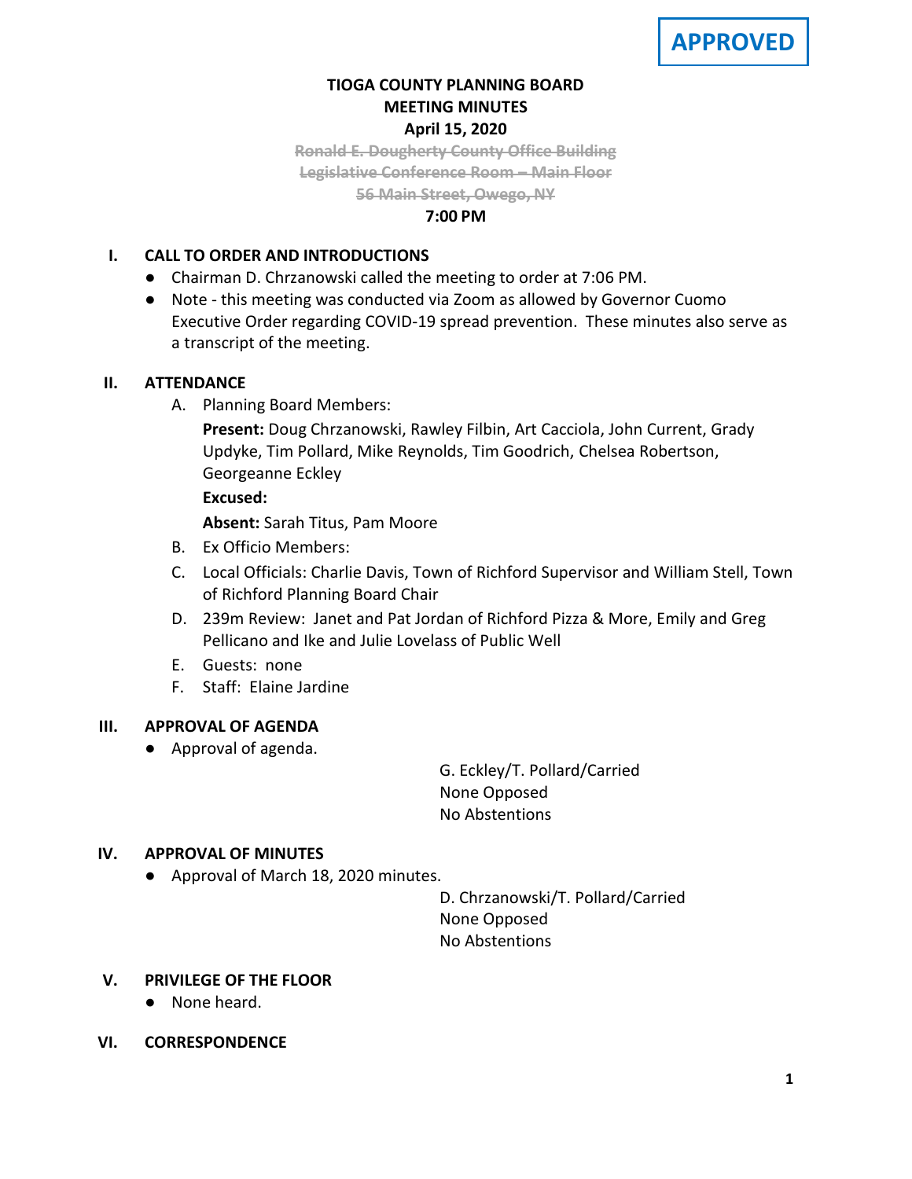**APPROVED**

# TIOGA COUNTY PLANNING BOARD
## MEETING MINUTES
### April 15, 2020

~~Ronald E. Dougherty County Office Building~~
~~Legislative Conference Room – Main Floor~~
~~56 Main Street, Owego, NY~~

**7:00 PM**

## I. CALL TO ORDER AND INTRODUCTIONS

- Chairman D. Chrzanowski called the meeting to order at 7:06 PM.
- Note - this meeting was conducted via Zoom as allowed by Governor Cuomo Executive Order regarding COVID-19 spread prevention. These minutes also serve as a transcript of the meeting.

## II. ATTENDANCE

A. Planning Board Members:

**Present:** Doug Chrzanowski, Rawley Filbin, Art Cacciola, John Current, Grady Updyke, Tim Pollard, Mike Reynolds, Tim Goodrich, Chelsea Robertson, Georgeanne Eckley

**Excused:**

**Absent:** Sarah Titus, Pam Moore

B. Ex Officio Members:

C. Local Officials: Charlie Davis, Town of Richford Supervisor and William Stell, Town of Richford Planning Board Chair

D. 239m Review: Janet and Pat Jordan of Richford Pizza & More, Emily and Greg Pellicano and Ike and Julie Lovelass of Public Well

E. Guests: none

F. Staff: Elaine Jardine

## III. APPROVAL OF AGENDA

- Approval of agenda.

G. Eckley/T. Pollard/Carried
None Opposed
No Abstentions

## IV. APPROVAL OF MINUTES

- Approval of March 18, 2020 minutes.

D. Chrzanowski/T. Pollard/Carried
None Opposed
No Abstentions

## V. PRIVILEGE OF THE FLOOR

- None heard.

## VI. CORRESPONDENCE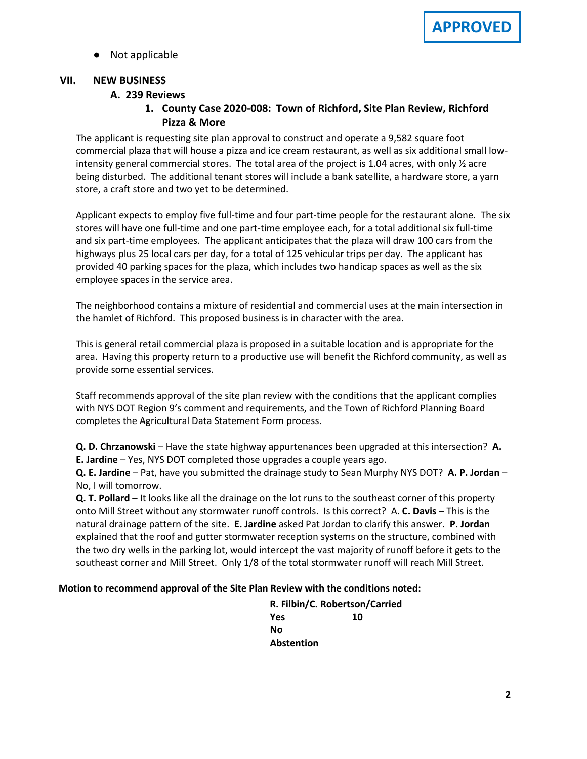**APPROVED**

- Not applicable

## VII. NEW BUSINESS

### A. 239 Reviews

#### 1. County Case 2020-008: Town of Richford, Site Plan Review, Richford Pizza & More

The applicant is requesting site plan approval to construct and operate a 9,582 square foot commercial plaza that will house a pizza and ice cream restaurant, as well as six additional small low-intensity general commercial stores. The total area of the project is 1.04 acres, with only ½ acre being disturbed. The additional tenant stores will include a bank satellite, a hardware store, a yarn store, a craft store and two yet to be determined.

Applicant expects to employ five full-time and four part-time people for the restaurant alone. The six stores will have one full-time and one part-time employee each, for a total additional six full-time and six part-time employees. The applicant anticipates that the plaza will draw 100 cars from the highways plus 25 local cars per day, for a total of 125 vehicular trips per day. The applicant has provided 40 parking spaces for the plaza, which includes two handicap spaces as well as the six employee spaces in the service area.

The neighborhood contains a mixture of residential and commercial uses at the main intersection in the hamlet of Richford. This proposed business is in character with the area.

This is general retail commercial plaza is proposed in a suitable location and is appropriate for the area. Having this property return to a productive use will benefit the Richford community, as well as provide some essential services.

Staff recommends approval of the site plan review with the conditions that the applicant complies with NYS DOT Region 9's comment and requirements, and the Town of Richford Planning Board completes the Agricultural Data Statement Form process.

**Q. D. Chrzanowski** – Have the state highway appurtenances been upgraded at this intersection? **A. E. Jardine** – Yes, NYS DOT completed those upgrades a couple years ago.

**Q. E. Jardine** – Pat, have you submitted the drainage study to Sean Murphy NYS DOT? **A. P. Jordan** – No, I will tomorrow.

**Q. T. Pollard** – It looks like all the drainage on the lot runs to the southeast corner of this property onto Mill Street without any stormwater runoff controls. Is this correct? A. **C. Davis** – This is the natural drainage pattern of the site. **E. Jardine** asked Pat Jordan to clarify this answer. **P. Jordan** explained that the roof and gutter stormwater reception systems on the structure, combined with the two dry wells in the parking lot, would intercept the vast majority of runoff before it gets to the southeast corner and Mill Street. Only 1/8 of the total stormwater runoff will reach Mill Street.

**Motion to recommend approval of the Site Plan Review with the conditions noted:**

**R. Filbin/C. Robertson/Carried**

| | |
|---|---|
| **Yes** | **10** |
| **No** | |
| **Abstention** | |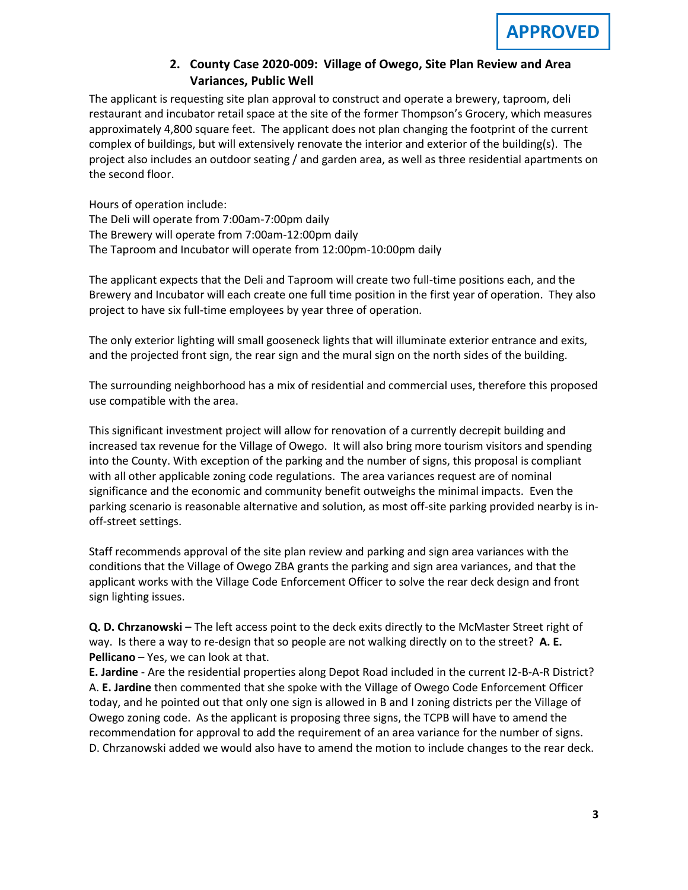**APPROVED**

### 2. County Case 2020-009: Village of Owego, Site Plan Review and Area Variances, Public Well

The applicant is requesting site plan approval to construct and operate a brewery, taproom, deli restaurant and incubator retail space at the site of the former Thompson's Grocery, which measures approximately 4,800 square feet. The applicant does not plan changing the footprint of the current complex of buildings, but will extensively renovate the interior and exterior of the building(s). The project also includes an outdoor seating / and garden area, as well as three residential apartments on the second floor.

Hours of operation include:
The Deli will operate from 7:00am-7:00pm daily
The Brewery will operate from 7:00am-12:00pm daily
The Taproom and Incubator will operate from 12:00pm-10:00pm daily

The applicant expects that the Deli and Taproom will create two full-time positions each, and the Brewery and Incubator will each create one full time position in the first year of operation. They also project to have six full-time employees by year three of operation.

The only exterior lighting will small gooseneck lights that will illuminate exterior entrance and exits, and the projected front sign, the rear sign and the mural sign on the north sides of the building.

The surrounding neighborhood has a mix of residential and commercial uses, therefore this proposed use compatible with the area.

This significant investment project will allow for renovation of a currently decrepit building and increased tax revenue for the Village of Owego. It will also bring more tourism visitors and spending into the County. With exception of the parking and the number of signs, this proposal is compliant with all other applicable zoning code regulations. The area variances request are of nominal significance and the economic and community benefit outweighs the minimal impacts. Even the parking scenario is reasonable alternative and solution, as most off-site parking provided nearby is in-off-street settings.

Staff recommends approval of the site plan review and parking and sign area variances with the conditions that the Village of Owego ZBA grants the parking and sign area variances, and that the applicant works with the Village Code Enforcement Officer to solve the rear deck design and front sign lighting issues.

**Q. D. Chrzanowski** – The left access point to the deck exits directly to the McMaster Street right of way. Is there a way to re-design that so people are not walking directly on to the street? **A. E. Pellicano** – Yes, we can look at that.
**E. Jardine** - Are the residential properties along Depot Road included in the current I2-B-A-R District? A. **E. Jardine** then commented that she spoke with the Village of Owego Code Enforcement Officer today, and he pointed out that only one sign is allowed in B and I zoning districts per the Village of Owego zoning code. As the applicant is proposing three signs, the TCPB will have to amend the recommendation for approval to add the requirement of an area variance for the number of signs. D. Chrzanowski added we would also have to amend the motion to include changes to the rear deck.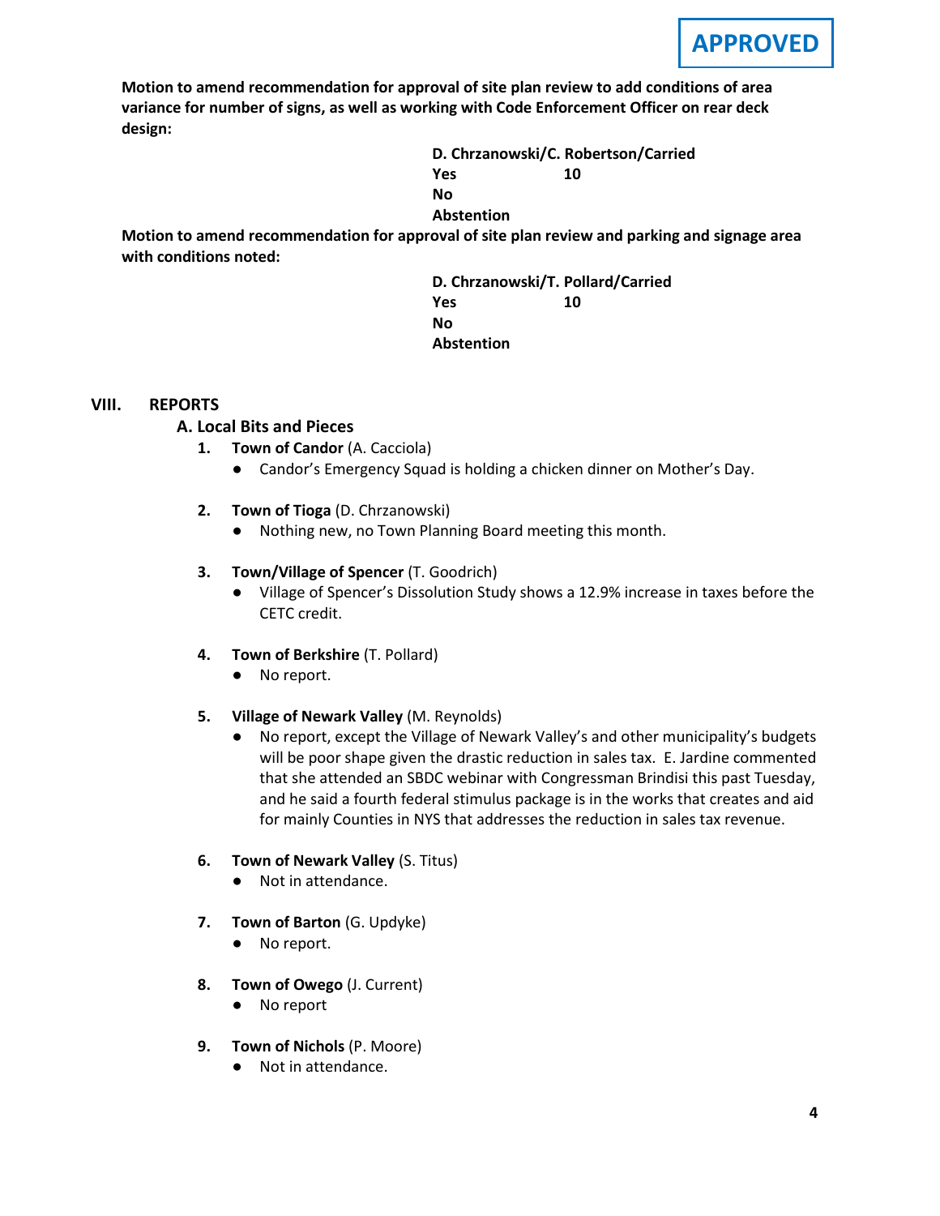**APPROVED**

**Motion to amend recommendation for approval of site plan review to add conditions of area variance for number of signs, as well as working with Code Enforcement Officer on rear deck design:**

**D. Chrzanowski/C. Robertson/Carried**
**Yes** 10
**No**
**Abstention**

**Motion to amend recommendation for approval of site plan review and parking and signage area with conditions noted:**

**D. Chrzanowski/T. Pollard/Carried**
**Yes** 10
**No**
**Abstention**

## VIII. REPORTS

### A. Local Bits and Pieces

1. **Town of Candor** (A. Cacciola)
   - Candor's Emergency Squad is holding a chicken dinner on Mother's Day.

2. **Town of Tioga** (D. Chrzanowski)
   - Nothing new, no Town Planning Board meeting this month.

3. **Town/Village of Spencer** (T. Goodrich)
   - Village of Spencer's Dissolution Study shows a 12.9% increase in taxes before the CETC credit.

4. **Town of Berkshire** (T. Pollard)
   - No report.

5. **Village of Newark Valley** (M. Reynolds)
   - No report, except the Village of Newark Valley's and other municipality's budgets will be poor shape given the drastic reduction in sales tax. E. Jardine commented that she attended an SBDC webinar with Congressman Brindisi this past Tuesday, and he said a fourth federal stimulus package is in the works that creates and aid for mainly Counties in NYS that addresses the reduction in sales tax revenue.

6. **Town of Newark Valley** (S. Titus)
   - Not in attendance.

7. **Town of Barton** (G. Updyke)
   - No report.

8. **Town of Owego** (J. Current)
   - No report

9. **Town of Nichols** (P. Moore)
   - Not in attendance.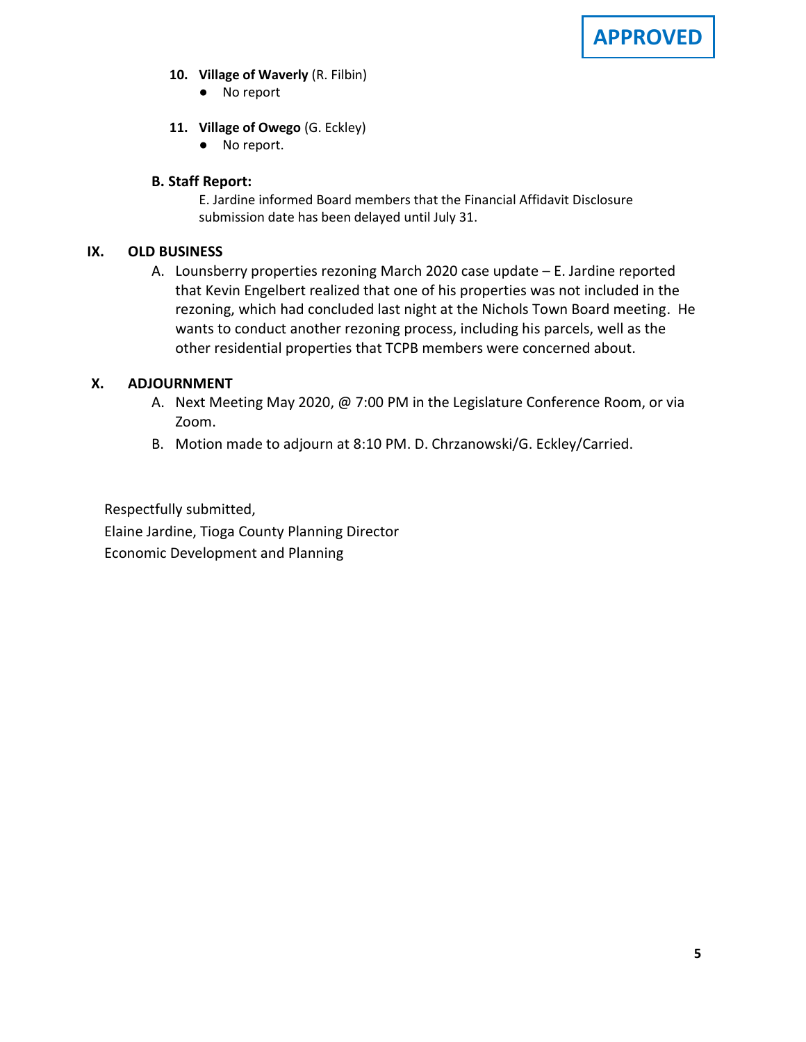**APPROVED**

10. **Village of Waverly** (R. Filbin)
    - No report

11. **Village of Owego** (G. Eckley)
    - No report.

**B. Staff Report:**

E. Jardine informed Board members that the Financial Affidavit Disclosure submission date has been delayed until July 31.

## IX. OLD BUSINESS

A. Lounsberry properties rezoning March 2020 case update – E. Jardine reported that Kevin Engelbert realized that one of his properties was not included in the rezoning, which had concluded last night at the Nichols Town Board meeting. He wants to conduct another rezoning process, including his parcels, well as the other residential properties that TCPB members were concerned about.

## X. ADJOURNMENT

A. Next Meeting May 2020, @ 7:00 PM in the Legislature Conference Room, or via Zoom.

B. Motion made to adjourn at 8:10 PM. D. Chrzanowski/G. Eckley/Carried.

Respectfully submitted,
Elaine Jardine, Tioga County Planning Director
Economic Development and Planning